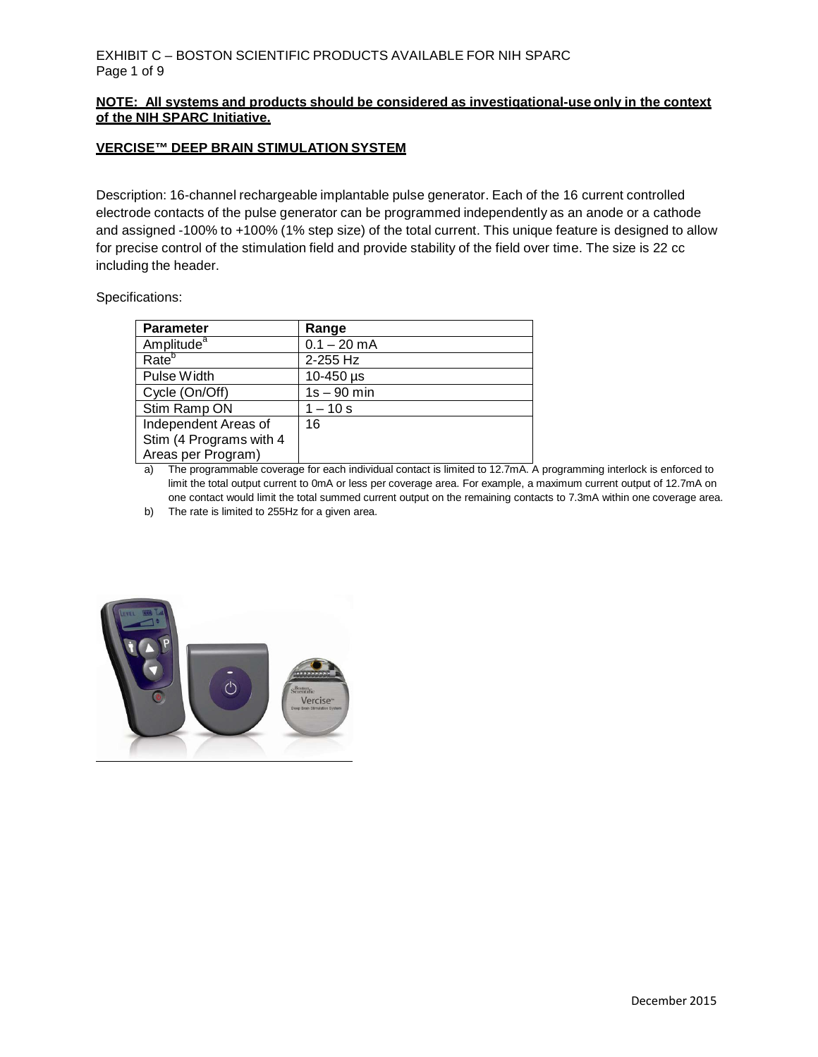EXHIBIT C – BOSTON SCIENTIFIC PRODUCTS AVAILABLE FOR NIH SPARC

**NOTE: All systems and products should be considered as investigational-use only in the context of the NIH SPARC Initiative.**

## VERCISE™ DEEP BRAIN STIMULATION SYSTEM

Description: 16-channel rechargeable implantable pulse generator. Each of the 16 current controlled electrode contacts of the pulse generator can be programmed independently as an anode or a cathode and assigned -100% to +100% (1% step size) of the total current. This unique feature is designed to allow for precise control of the stimulation field and provide stability of the field over time. The size is 22 cc including the header.

Specifications:

| Parameter | Range |
|---|---|
| Amplitude[a] | 0.1 – 20 mA |
| Rate[b] | 2-255 Hz |
| Pulse Width | 10-450 µs |
| Cycle (On/Off) | 1s – 90 min |
| Stim Ramp ON | 1 – 10 s |
| Independent Areas of Stim (4 Programs with 4 Areas per Program) | 16 |

a) The programmable coverage for each individual contact is limited to 12.7mA. A programming interlock is enforced to limit the total output current to 0mA or less per coverage area. For example, a maximum current output of 12.7mA on one contact would limit the total summed current output on the remaining contacts to 7.3mA within one coverage area.

b) The rate is limited to 255Hz for a given area.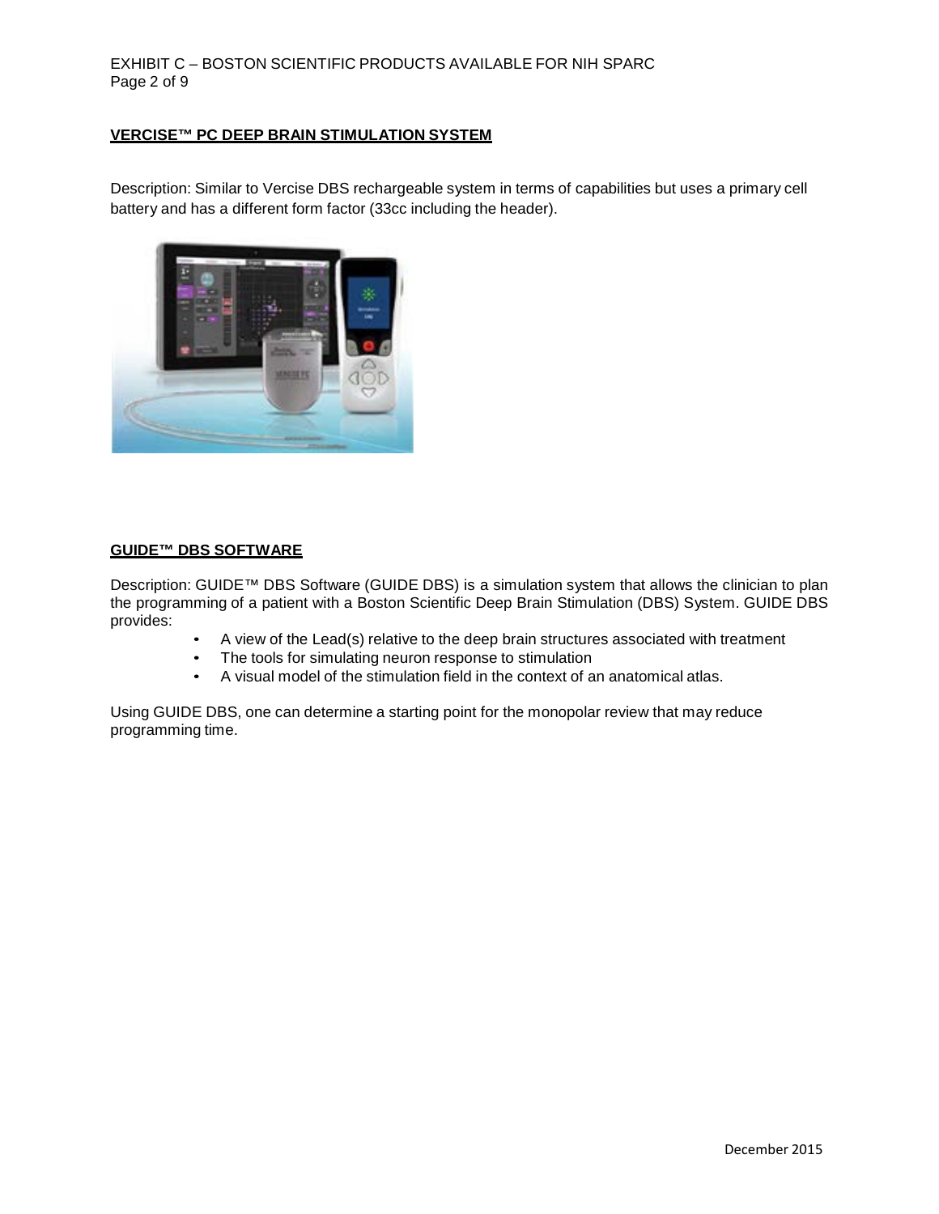**VERCISE™ PC DEEP BRAIN STIMULATION SYSTEM**

Description: Similar to Vercise DBS rechargeable system in terms of capabilities but uses a primary cell battery and has a different form factor (33cc including the header).

**GUIDE™ DBS SOFTWARE**

Description: GUIDE™ DBS Software (GUIDE DBS) is a simulation system that allows the clinician to plan the programming of a patient with a Boston Scientific Deep Brain Stimulation (DBS) System. GUIDE DBS provides:

- A view of the Lead(s) relative to the deep brain structures associated with treatment
- The tools for simulating neuron response to stimulation
- A visual model of the stimulation field in the context of an anatomical atlas.

Using GUIDE DBS, one can determine a starting point for the monopolar review that may reduce programming time.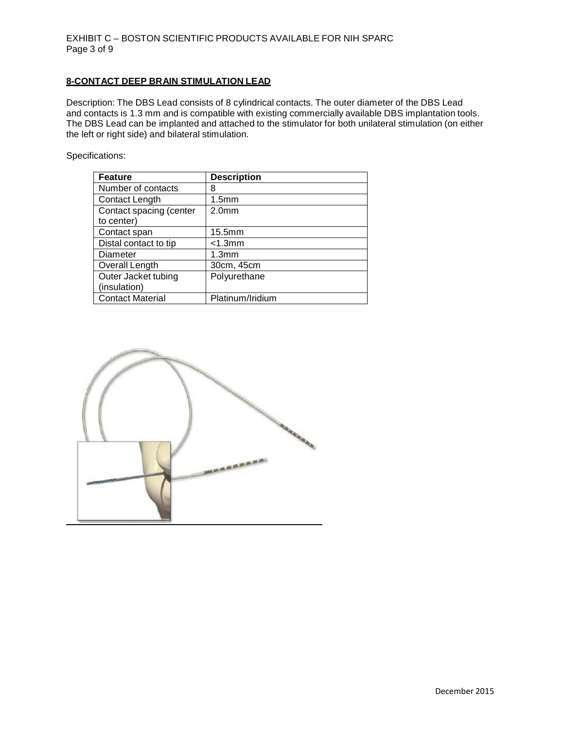## 8-CONTACT DEEP BRAIN STIMULATION LEAD

Description: The DBS Lead consists of 8 cylindrical contacts. The outer diameter of the DBS Lead and contacts is 1.3 mm and is compatible with existing commercially available DBS implantation tools. The DBS Lead can be implanted and attached to the stimulator for both unilateral stimulation (on either the left or right side) and bilateral stimulation.

Specifications:

| Feature | Description |
| --- | --- |
| Number of contacts | 8 |
| Contact Length | 1.5mm |
| Contact spacing (center to center) | 2.0mm |
| Contact span | 15.5mm |
| Distal contact to tip | <1.3mm |
| Diameter | 1.3mm |
| Overall Length | 30cm, 45cm |
| Outer Jacket tubing (insulation) | Polyurethane |
| Contact Material | Platinum/Iridium |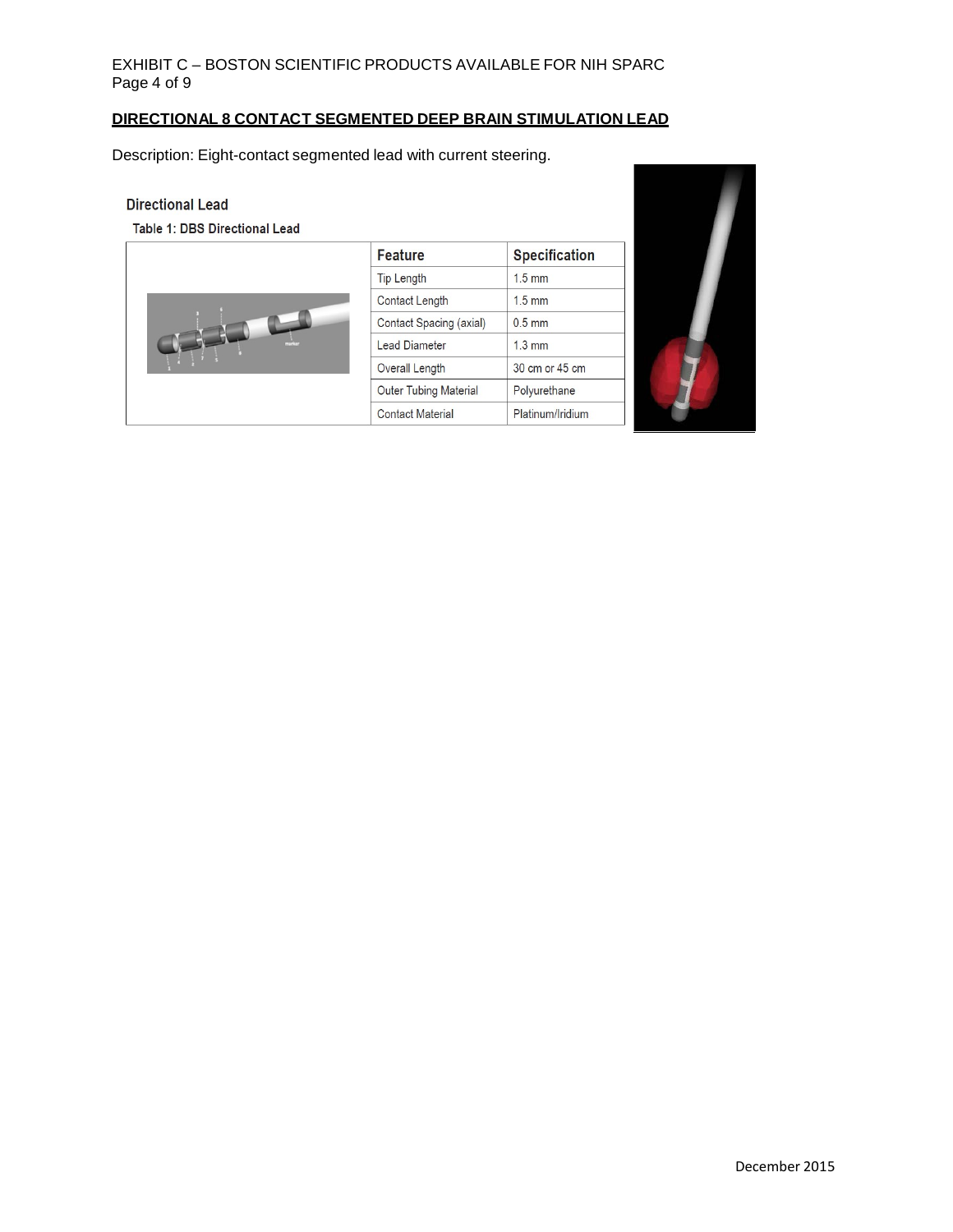## DIRECTIONAL 8 CONTACT SEGMENTED DEEP BRAIN STIMULATION LEAD

Description: Eight-contact segmented lead with current steering.

### Directional Lead

**Table 1: DBS Directional Lead**

| Feature | Specification |
|---|---|
| Tip Length | 1.5 mm |
| Contact Length | 1.5 mm |
| Contact Spacing (axial) | 0.5 mm |
| Lead Diameter | 1.3 mm |
| Overall Length | 30 cm or 45 cm |
| Outer Tubing Material | Polyurethane |
| Contact Material | Platinum/Iridium |

December 2015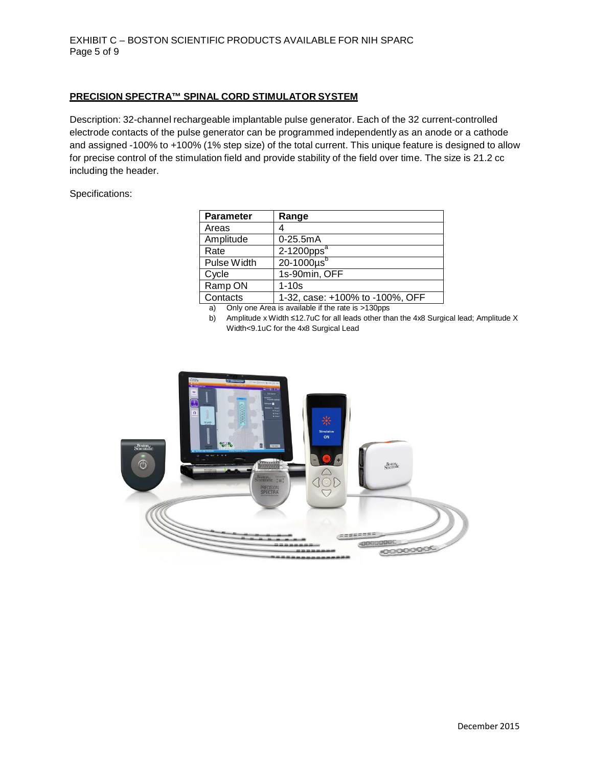## PRECISION SPECTRA™ SPINAL CORD STIMULATOR SYSTEM

Description: 32-channel rechargeable implantable pulse generator. Each of the 32 current-controlled electrode contacts of the pulse generator can be programmed independently as an anode or a cathode and assigned -100% to +100% (1% step size) of the total current. This unique feature is designed to allow for precise control of the stimulation field and provide stability of the field over time. The size is 21.2 cc including the header.

Specifications:

| Parameter | Range |
|---|---|
| Areas | 4 |
| Amplitude | 0-25.5mA |
| Rate | 2-1200pps[a] |
| Pulse Width | 20-1000µs[b] |
| Cycle | 1s-90min, OFF |
| Ramp ON | 1-10s |
| Contacts | 1-32, case: +100% to -100%, OFF |

a) Only one Area is available if the rate is >130pps

b) Amplitude x Width ≤12.7uC for all leads other than the 4x8 Surgical lead; Amplitude X Width<9.1uC for the 4x8 Surgical Lead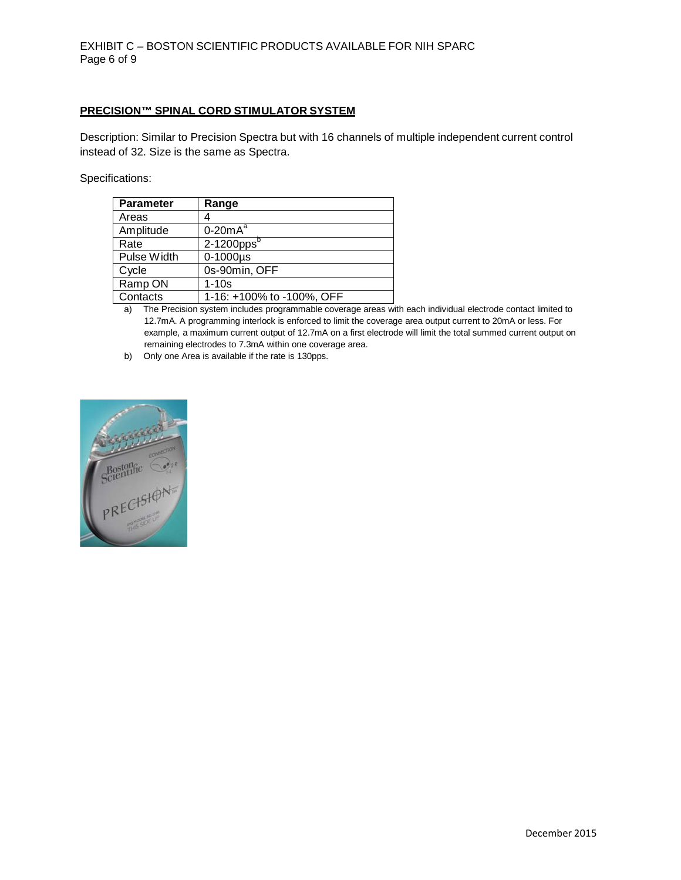## PRECISION™ SPINAL CORD STIMULATOR SYSTEM

Description: Similar to Precision Spectra but with 16 channels of multiple independent current control instead of 32. Size is the same as Spectra.

Specifications:

| Parameter | Range |
|---|---|
| Areas | 4 |
| Amplitude | 0-20mA[a] |
| Rate | 2-1200pps[b] |
| Pulse Width | 0-1000µs |
| Cycle | 0s-90min, OFF |
| Ramp ON | 1-10s |
| Contacts | 1-16: +100% to -100%, OFF |

a) The Precision system includes programmable coverage areas with each individual electrode contact limited to 12.7mA. A programming interlock is enforced to limit the coverage area output current to 20mA or less. For example, a maximum current output of 12.7mA on a first electrode will limit the total summed current output on remaining electrodes to 7.3mA within one coverage area.

b) Only one Area is available if the rate is 130pps.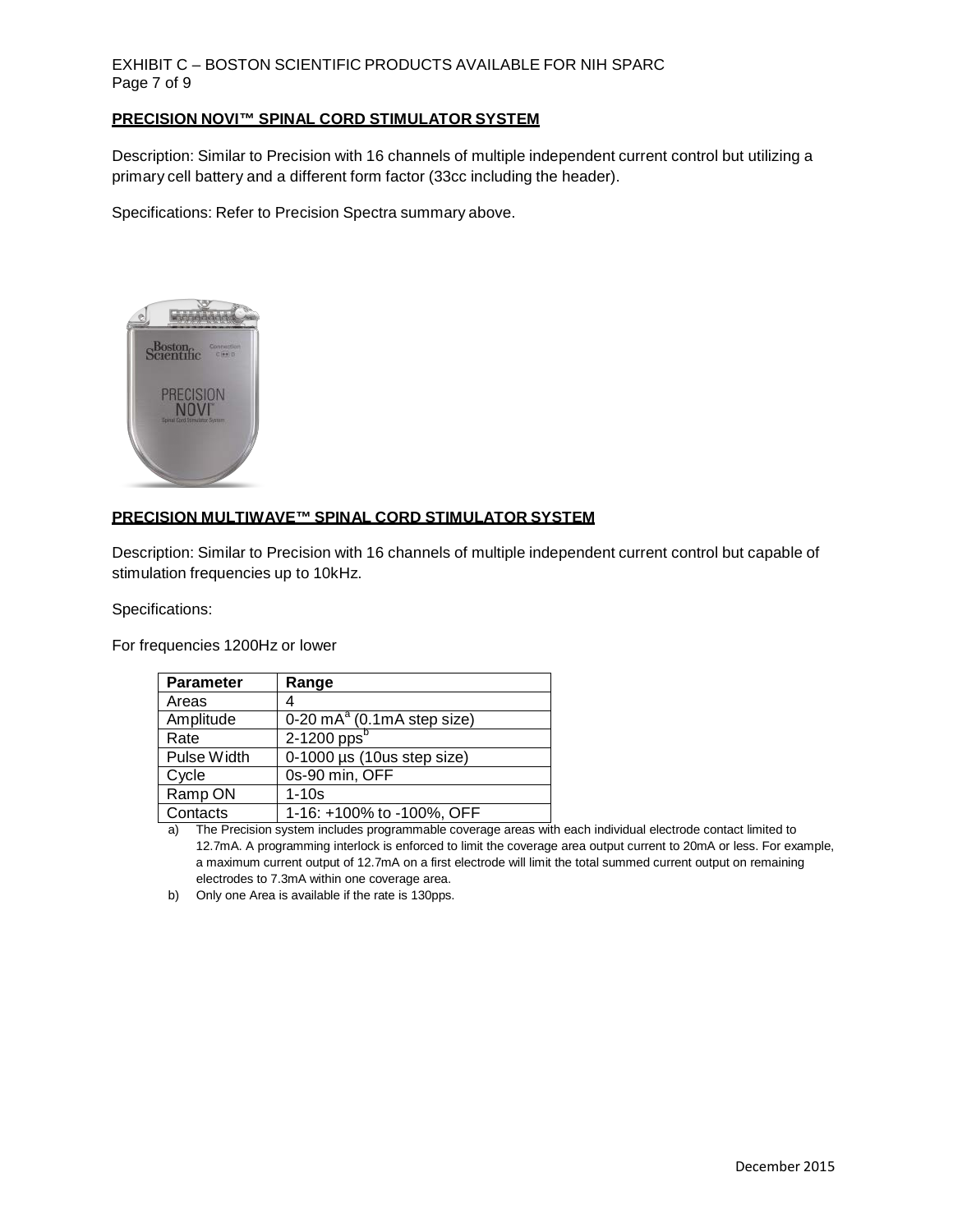### PRECISION NOVI™ SPINAL CORD STIMULATOR SYSTEM

Description: Similar to Precision with 16 channels of multiple independent current control but utilizing a primary cell battery and a different form factor (33cc including the header).

Specifications: Refer to Precision Spectra summary above.

### PRECISION MULTIWAVE™ SPINAL CORD STIMULATOR SYSTEM

Description: Similar to Precision with 16 channels of multiple independent current control but capable of stimulation frequencies up to 10kHz.

Specifications:

For frequencies 1200Hz or lower

| Parameter | Range |
|---|---|
| Areas | 4 |
| Amplitude | 0-20 mA[a] (0.1mA step size) |
| Rate | 2-1200 pps[b] |
| Pulse Width | 0-1000 µs (10us step size) |
| Cycle | 0s-90 min, OFF |
| Ramp ON | 1-10s |
| Contacts | 1-16: +100% to -100%, OFF |

a) The Precision system includes programmable coverage areas with each individual electrode contact limited to 12.7mA. A programming interlock is enforced to limit the coverage area output current to 20mA or less. For example, a maximum current output of 12.7mA on a first electrode will limit the total summed current output on remaining electrodes to 7.3mA within one coverage area.

b) Only one Area is available if the rate is 130pps.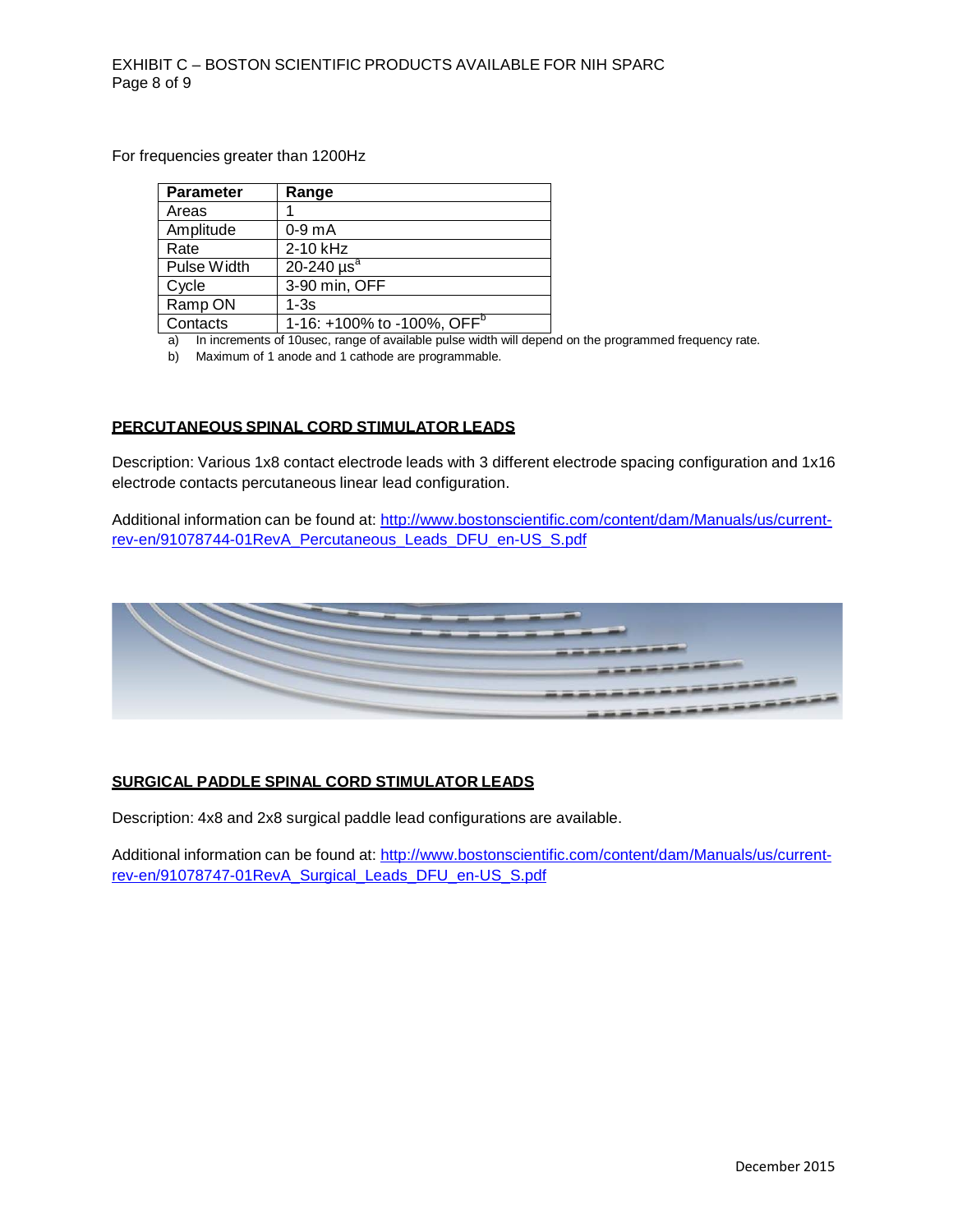For frequencies greater than 1200Hz

| Parameter | Range |
| --- | --- |
| Areas | 1 |
| Amplitude | 0-9 mA |
| Rate | 2-10 kHz |
| Pulse Width | 20-240 µs[a] |
| Cycle | 3-90 min, OFF |
| Ramp ON | 1-3s |
| Contacts | 1-16: +100% to -100%, OFF[b] |

a) In increments of 10usec, range of available pulse width will depend on the programmed frequency rate.

b) Maximum of 1 anode and 1 cathode are programmable.

## PERCUTANEOUS SPINAL CORD STIMULATOR LEADS

Description: Various 1x8 contact electrode leads with 3 different electrode spacing configuration and 1x16 electrode contacts percutaneous linear lead configuration.

Additional information can be found at: http://www.bostonscientific.com/content/dam/Manuals/us/current-rev-en/91078744-01RevA_Percutaneous_Leads_DFU_en-US_S.pdf

## SURGICAL PADDLE SPINAL CORD STIMULATOR LEADS

Description: 4x8 and 2x8 surgical paddle lead configurations are available.

Additional information can be found at: http://www.bostonscientific.com/content/dam/Manuals/us/current-rev-en/91078747-01RevA_Surgical_Leads_DFU_en-US_S.pdf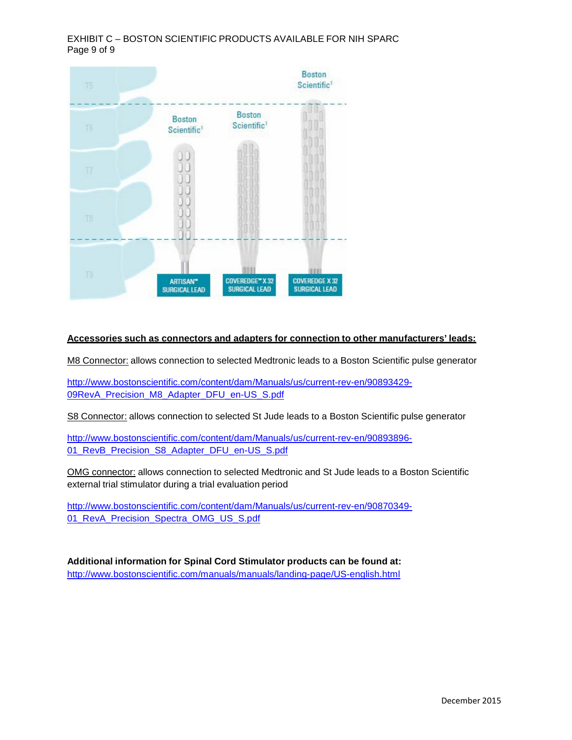ARTISAN™ SURGICAL LEAD

COVEREDGE™ X 32 SURGICAL LEAD

COVEREDGE X 32 SURGICAL LEAD

**Accessories such as connectors and adapters for connection to other manufacturers' leads:**

M8 Connector: allows connection to selected Medtronic leads to a Boston Scientific pulse generator

http://www.bostonscientific.com/content/dam/Manuals/us/current-rev-en/90893429-09RevA_Precision_M8_Adapter_DFU_en-US_S.pdf

S8 Connector: allows connection to selected St Jude leads to a Boston Scientific pulse generator

http://www.bostonscientific.com/content/dam/Manuals/us/current-rev-en/90893896-01_RevB_Precision_S8_Adapter_DFU_en-US_S.pdf

OMG connector: allows connection to selected Medtronic and St Jude leads to a Boston Scientific external trial stimulator during a trial evaluation period

http://www.bostonscientific.com/content/dam/Manuals/us/current-rev-en/90870349-01_RevA_Precision_Spectra_OMG_US_S.pdf

**Additional information for Spinal Cord Stimulator products can be found at:**
http://www.bostonscientific.com/manuals/manuals/landing-page/US-english.html

December 2015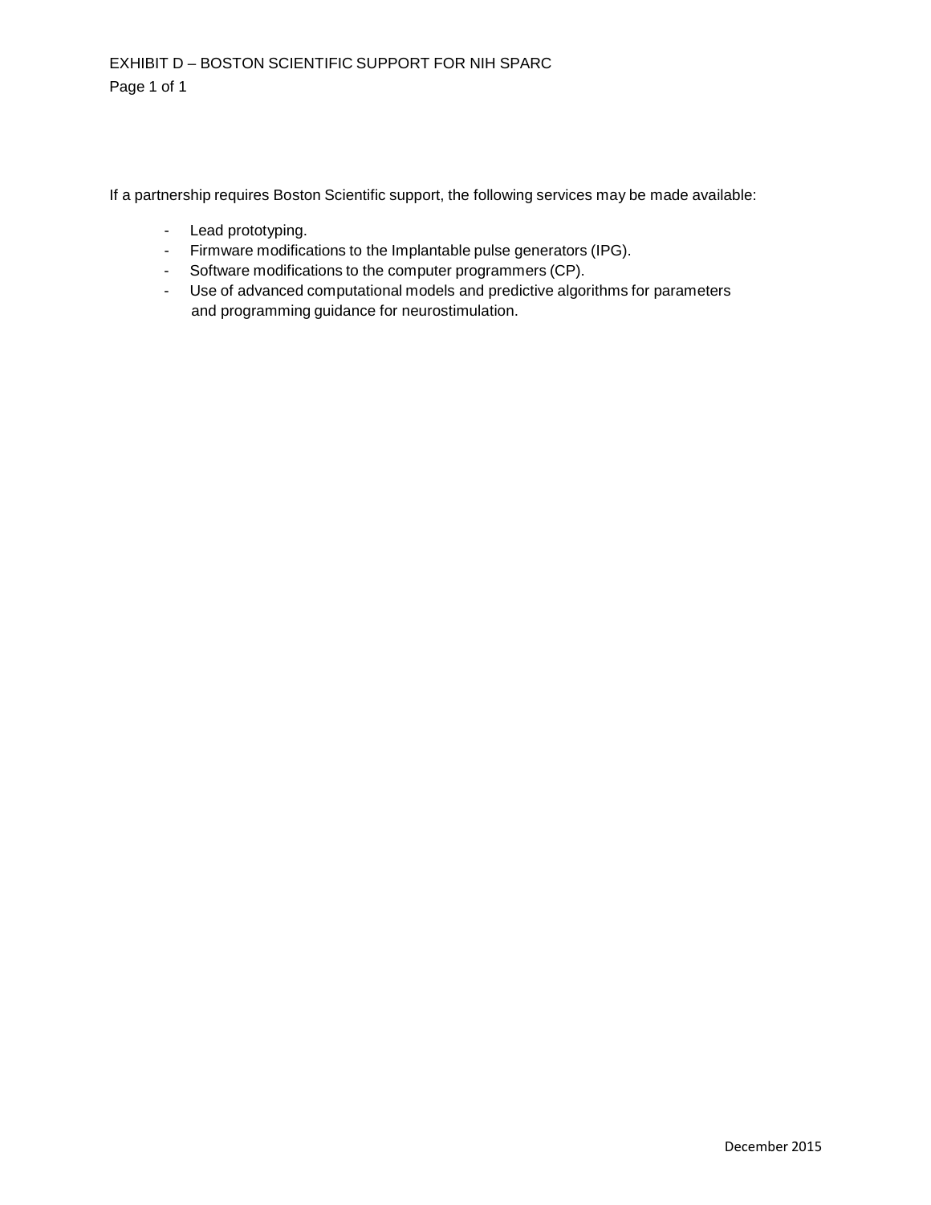EXHIBIT D – BOSTON SCIENTIFIC SUPPORT FOR NIH SPARC

If a partnership requires Boston Scientific support, the following services may be made available:

- Lead prototyping.
- Firmware modifications to the Implantable pulse generators (IPG).
- Software modifications to the computer programmers (CP).
- Use of advanced computational models and predictive algorithms for parameters and programming guidance for neurostimulation.

December 2015